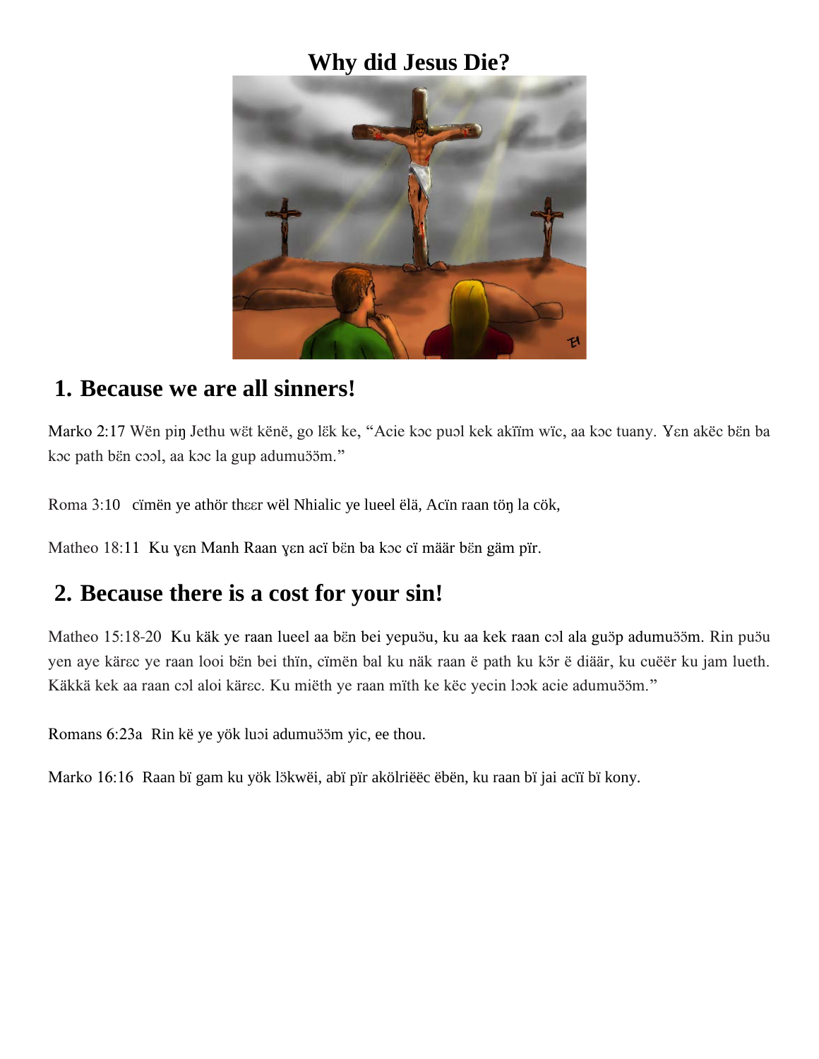# Why did Jesus Die?

## 1. Because we are all sinners!

Marko 2:17 Wën piŋ Jethu wët kënë, go lëk ke, "Acie kɔc puɔl kek akïïm wïc, aa kɔc tuany. Ɣɛn akëc bën ba kɔc path bën cɔɔl, aa kɔc la gup adumuɔ̈ɔ̈m."

Roma 3:10 cïmën ye athör thɛɛr wël Nhialic ye lueel ëlä, Acïn raan töŋ la cök,

Matheo 18:11 Ku ɣɛn Manh Raan ɣɛn acï bën ba kɔc cï määr bën gäm pïr.

## 2. Because there is a cost for your sin!

Matheo 15:18-20 Ku käk ye raan lueel aa bën bei yepuɔ̈u, ku aa kek raan cɔl ala guɔ̈p adumuɔ̈ɔ̈m. Rin puɔ̈u yen aye kärɛc ye raan looi bën bei thïn, cïmën bal ku näk raan ë path ku kɔ̈r ë diäär, ku cuëër ku jam lueth. Käkkä kek aa raan cɔl aloi kärɛc. Ku miëth ye raan mïth ke këc yecin lɔɔk acie adumuɔ̈ɔ̈m."

Romans 6:23a Rin kë ye yök luɔi adumuɔ̈ɔ̈m yic, ee thou.

Marko 16:16 Raan bï gam ku yök lɔ̈kwëi, abï pïr akölriëëc ëbën, ku raan bï jai acïï bï kony.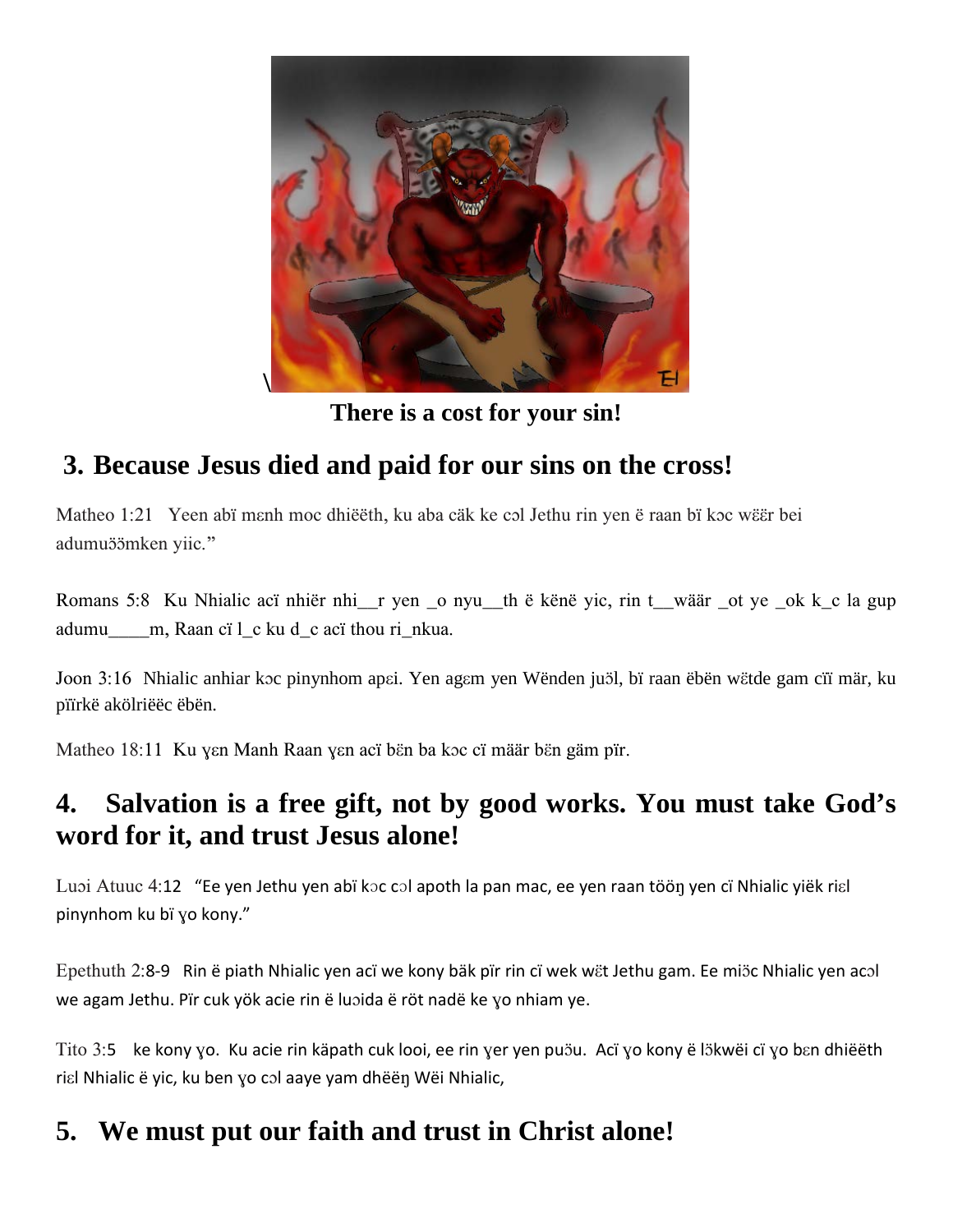There is a cost for your sin!

## 3. Because Jesus died and paid for our sins on the cross!

Matheo 1:21 Yeen abï mɛnh moc dhiëëth, ku aba cäk ke cɔl Jethu rin yen ë raan bï kɔc wɛ̈ɛ̈r bei adumuɔ̈ɔ̈mken yiic."

Romans 5:8 Ku Nhialic acï nhiër nhi__r yen _o nyu__th ë kënë yic, rin t__wäär _ot ye _ok k_c la gup adumu_____m, Raan cï l_c ku d_c acï thou ri_nkua.

Joon 3:16 Nhialic anhiar kɔc pinynhom apɛi. Yen agɛm yen Wënden juɔ̈l, bï raan ëbën wɛ̈tde gam cïï mär, ku pïïrkë akölriëëc ëbën.

Matheo 18:11 Ku ɣɛn Manh Raan ɣɛn acï bɛ̈n ba kɔc cï määr bɛ̈n gäm pïr.

## 4. Salvation is a free gift, not by good works. You must take God's word for it, and trust Jesus alone!

Luɔi Atuuc 4:12 "Ee yen Jethu yen abï kɔc cɔl apoth la pan mac, ee yen raan tööŋ yen cï Nhialic yiëk riɛl pinynhom ku bï ɣo kony."

Epethuth 2:8-9 Rin ë piath Nhialic yen acï we kony bäk pïr rin cï wek wɛ̈t Jethu gam. Ee miɔ̈c Nhialic yen acɔl we agam Jethu. Pïr cuk yök acie rin ë luɔida ë röt nadë ke ɣo nhiam ye.

Tito 3:5 ke kony ɣo. Ku acie rin käpath cuk looi, ee rin ɣer yen puɔ̈u. Acï ɣo kony ë lɔ̈kwëi cï ɣo bɛn dhiëëth riɛl Nhialic ë yic, ku ben ɣo cɔl aaye yam dhëëŋ Wëi Nhialic,

## 5. We must put our faith and trust in Christ alone!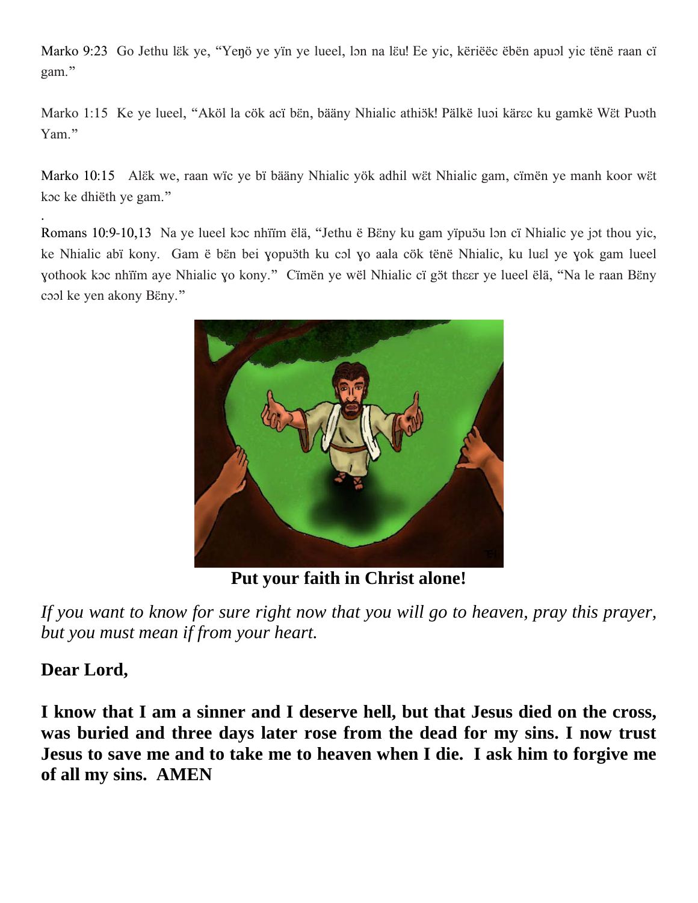Marko 9:23  Go Jethu lëk ye, "Yeŋö ye yïn ye lueel, lɔn na lëu! Ee yic, kërieëc ëbën apuɔl yic tënë raan cï gam."

Marko 1:15  Ke ye lueel, "Aköl la cök acï bën, bääny Nhialic athiɔ̈k! Pälkë luɔi kärɛc ku gamkë Wët Puɔth Yam."

Marko 10:15   Alëk we, raan wïc ye bï bääny Nhialic yök adhil wët Nhialic gam, cïmën ye manh koor wët kɔc ke dhiëth ye gam."

.

Romans 10:9-10,13  Na ye lueel kɔc nhïïm ëlä, "Jethu ë Bëny ku gam yïpuɔ̈u lɔn cï Nhialic ye jɔt thou yic, ke Nhialic abï kony.  Gam ë bën bei ɣopuɔ̈th ku cɔl ɣo aala cök tënë Nhialic, ku luɛl ye ɣok gam lueel ɣothook kɔc nhïïm aye Nhialic ɣo kony."  Cïmën ye wël Nhialic cï gɔ̈t thɛɛr ye lueel ëlä, "Na le raan Bëny cɔɔl ke yen akony Bëny."

**Put your faith in Christ alone!**

*If you want to know for sure right now that you will go to heaven, pray this prayer, but you must mean if from your heart.*

**Dear Lord,**

**I know that I am a sinner and I deserve hell, but that Jesus died on the cross, was buried and three days later rose from the dead for my sins. I now trust Jesus to save me and to take me to heaven when I die.  I ask him to forgive me of all my sins.  AMEN**